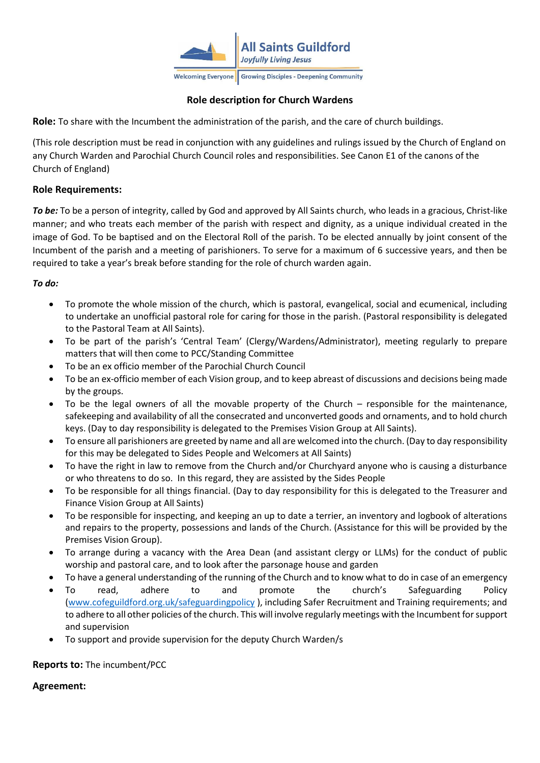All Saints Guildford
*Joyfully Living Jesus*

Welcoming Everyone | Growing Disciples - Deepening Community

## Role description for Church Wardens

**Role:** To share with the Incumbent the administration of the parish, and the care of church buildings.

(This role description must be read in conjunction with any guidelines and rulings issued by the Church of England on any Church Warden and Parochial Church Council roles and responsibilities. See Canon E1 of the canons of the Church of England)

### Role Requirements:

***To be:*** To be a person of integrity, called by God and approved by All Saints church, who leads in a gracious, Christ-like manner; and who treats each member of the parish with respect and dignity, as a unique individual created in the image of God. To be baptised and on the Electoral Roll of the parish. To be elected annually by joint consent of the Incumbent of the parish and a meeting of parishioners. To serve for a maximum of 6 successive years, and then be required to take a year's break before standing for the role of church warden again.

***To do:***

- To promote the whole mission of the church, which is pastoral, evangelical, social and ecumenical, including to undertake an unofficial pastoral role for caring for those in the parish. (Pastoral responsibility is delegated to the Pastoral Team at All Saints).
- To be part of the parish's 'Central Team' (Clergy/Wardens/Administrator), meeting regularly to prepare matters that will then come to PCC/Standing Committee
- To be an ex officio member of the Parochial Church Council
- To be an ex-officio member of each Vision group, and to keep abreast of discussions and decisions being made by the groups.
- To be the legal owners of all the movable property of the Church – responsible for the maintenance, safekeeping and availability of all the consecrated and unconverted goods and ornaments, and to hold church keys. (Day to day responsibility is delegated to the Premises Vision Group at All Saints).
- To ensure all parishioners are greeted by name and all are welcomed into the church. (Day to day responsibility for this may be delegated to Sides People and Welcomers at All Saints)
- To have the right in law to remove from the Church and/or Churchyard anyone who is causing a disturbance or who threatens to do so. In this regard, they are assisted by the Sides People
- To be responsible for all things financial. (Day to day responsibility for this is delegated to the Treasurer and Finance Vision Group at All Saints)
- To be responsible for inspecting, and keeping an up to date a terrier, an inventory and logbook of alterations and repairs to the property, possessions and lands of the Church. (Assistance for this will be provided by the Premises Vision Group).
- To arrange during a vacancy with the Area Dean (and assistant clergy or LLMs) for the conduct of public worship and pastoral care, and to look after the parsonage house and garden
- To have a general understanding of the running of the Church and to know what to do in case of an emergency
- To read, adhere to and promote the church's Safeguarding Policy ([www.cofeguildford.org.uk/safeguardingpolicy](http://www.cofeguildford.org.uk/safeguardingpolicy) ), including Safer Recruitment and Training requirements; and to adhere to all other policies of the church. This will involve regularly meetings with the Incumbent for support and supervision
- To support and provide supervision for the deputy Church Warden/s

**Reports to:** The incumbent/PCC

**Agreement:**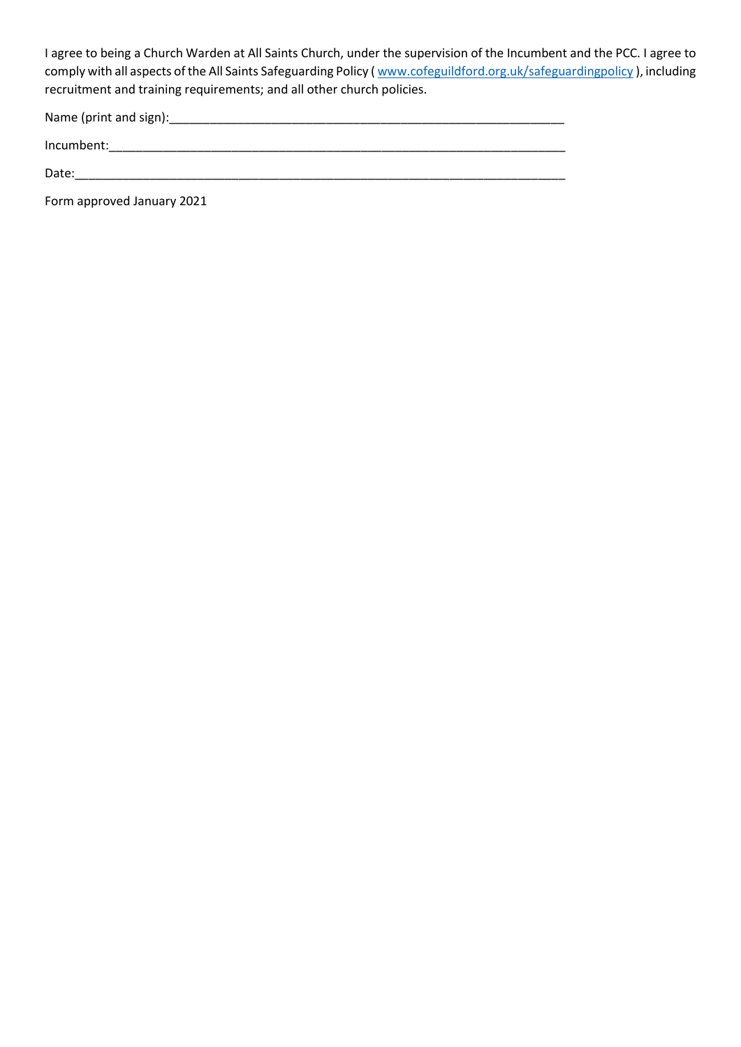I agree to being a Church Warden at All Saints Church, under the supervision of the Incumbent and the PCC. I agree to comply with all aspects of the All Saints Safeguarding Policy ( [www.cofeguildford.org.uk/safeguardingpolicy](http://www.cofeguildford.org.uk/safeguardingpolicy) ), including recruitment and training requirements; and all other church policies.

Name (print and sign):____________________________________________________________

Incumbent:______________________________________________________________________

Date:___________________________________________________________________________

Form approved January 2021